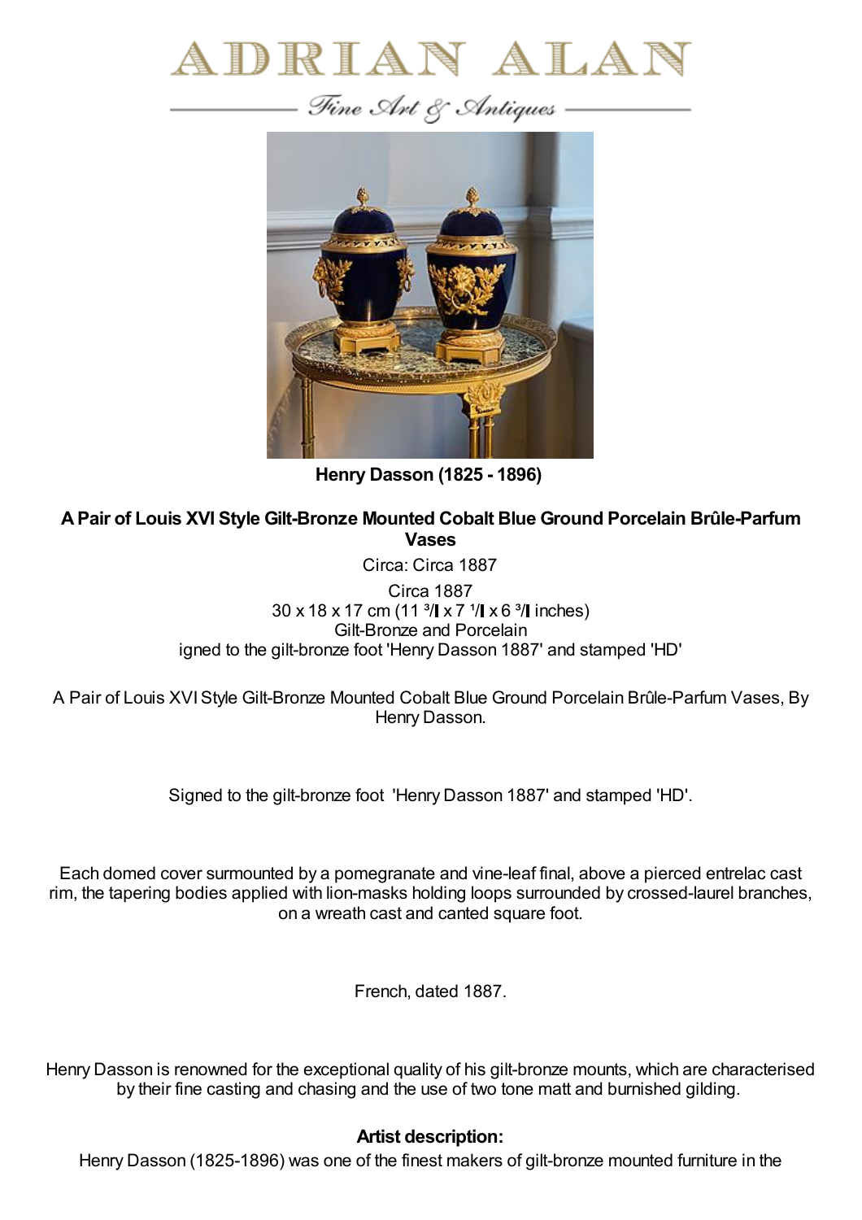# ADRIAN ALAN

*Fine Art & Antiques*

**Henry Dasson (1825 - 1896)**

## A Pair of Louis XVI Style Gilt-Bronze Mounted Cobalt Blue Ground Porcelain Brûle-Parfum Vases

Circa: Circa 1887

Circa 1887
30 x 18 x 17 cm (11 ³/ x 7 ¹/ x 6 ³/ inches)
Gilt-Bronze and Porcelain
igned to the gilt-bronze foot 'Henry Dasson 1887' and stamped 'HD'

A Pair of Louis XVI Style Gilt-Bronze Mounted Cobalt Blue Ground Porcelain Brûle-Parfum Vases, By Henry Dasson.

Signed to the gilt-bronze foot 'Henry Dasson 1887' and stamped 'HD'.

Each domed cover surmounted by a pomegranate and vine-leaf final, above a pierced entrelac cast rim, the tapering bodies applied with lion-masks holding loops surrounded by crossed-laurel branches, on a wreath cast and canted square foot.

French, dated 1887.

Henry Dasson is renowned for the exceptional quality of his gilt-bronze mounts, which are characterised by their fine casting and chasing and the use of two tone matt and burnished gilding.

**Artist description:**

Henry Dasson (1825-1896) was one of the finest makers of gilt-bronze mounted furniture in the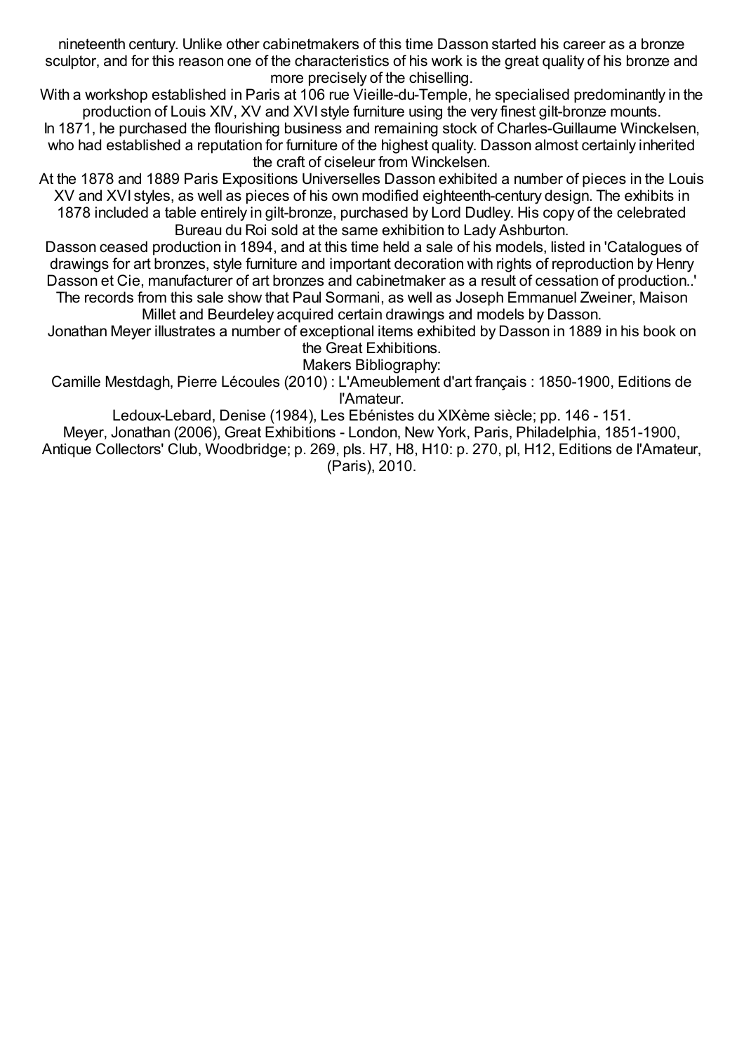nineteenth century. Unlike other cabinetmakers of this time Dasson started his career as a bronze sculptor, and for this reason one of the characteristics of his work is the great quality of his bronze and more precisely of the chiselling.

With a workshop established in Paris at 106 rue Vieille-du-Temple, he specialised predominantly in the production of Louis XIV, XV and XVI style furniture using the very finest gilt-bronze mounts.

In 1871, he purchased the flourishing business and remaining stock of Charles-Guillaume Winckelsen, who had established a reputation for furniture of the highest quality. Dasson almost certainly inherited the craft of ciseleur from Winckelsen.

At the 1878 and 1889 Paris Expositions Universelles Dasson exhibited a number of pieces in the Louis XV and XVI styles, as well as pieces of his own modified eighteenth-century design. The exhibits in 1878 included a table entirely in gilt-bronze, purchased by Lord Dudley. His copy of the celebrated Bureau du Roi sold at the same exhibition to Lady Ashburton.

Dasson ceased production in 1894, and at this time held a sale of his models, listed in 'Catalogues of drawings for art bronzes, style furniture and important decoration with rights of reproduction by Henry Dasson et Cie, manufacturer of art bronzes and cabinetmaker as a result of cessation of production..' The records from this sale show that Paul Sormani, as well as Joseph Emmanuel Zweiner, Maison Millet and Beurdeley acquired certain drawings and models by Dasson.

Jonathan Meyer illustrates a number of exceptional items exhibited by Dasson in 1889 in his book on the Great Exhibitions.

Makers Bibliography:

Camille Mestdagh, Pierre Lécoules (2010) : L'Ameublement d'art français : 1850-1900, Editions de l'Amateur.

Ledoux-Lebard, Denise (1984), Les Ebénistes du XIXème siècle; pp. 146 - 151.

Meyer, Jonathan (2006), Great Exhibitions - London, New York, Paris, Philadelphia, 1851-1900, Antique Collectors' Club, Woodbridge; p. 269, pls. H7, H8, H10: p. 270, pl, H12, Editions de l'Amateur, (Paris), 2010.